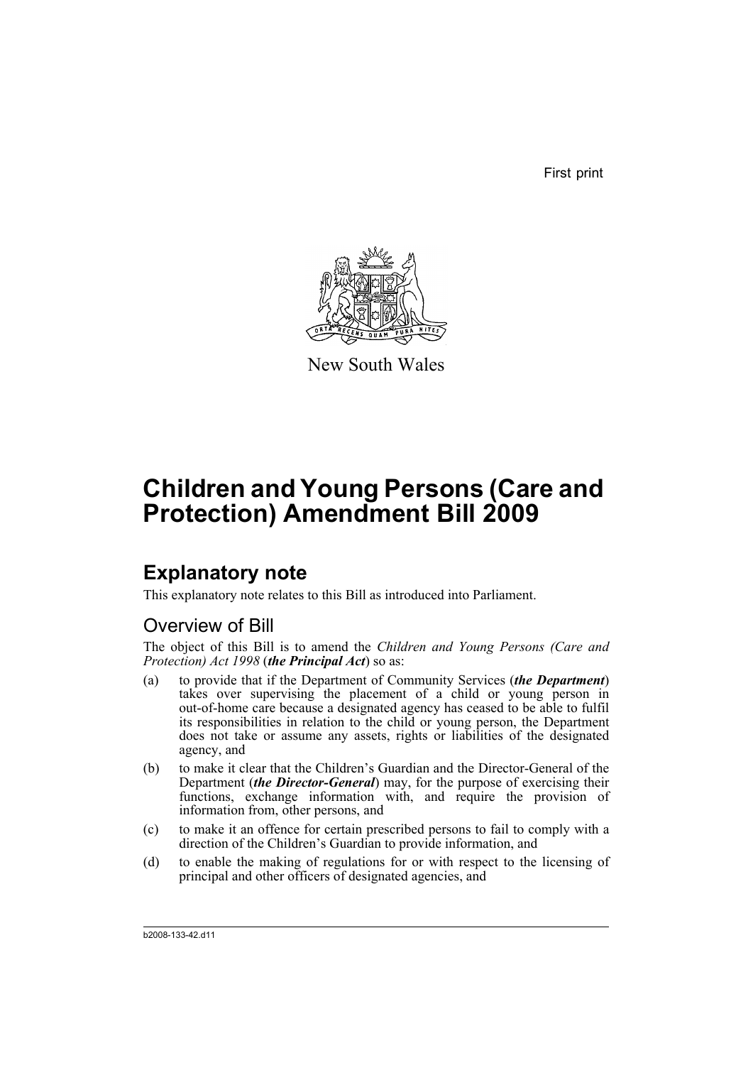First print

New South Wales

# Children and Young Persons (Care and Protection) Amendment Bill 2009

## Explanatory note

This explanatory note relates to this Bill as introduced into Parliament.

### Overview of Bill

The object of this Bill is to amend the *Children and Young Persons (Care and Protection) Act 1998* (***the Principal Act***) so as:

(a) to provide that if the Department of Community Services (***the Department***) takes over supervising the placement of a child or young person in out-of-home care because a designated agency has ceased to be able to fulfil its responsibilities in relation to the child or young person, the Department does not take or assume any assets, rights or liabilities of the designated agency, and

(b) to make it clear that the Children's Guardian and the Director-General of the Department (***the Director-General***) may, for the purpose of exercising their functions, exchange information with, and require the provision of information from, other persons, and

(c) to make it an offence for certain prescribed persons to fail to comply with a direction of the Children's Guardian to provide information, and

(d) to enable the making of regulations for or with respect to the licensing of principal and other officers of designated agencies, and

b2008-133-42.d11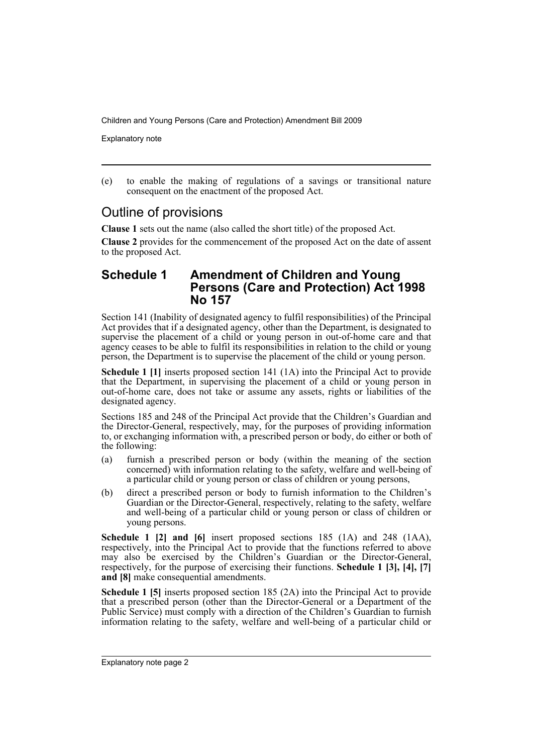(e) to enable the making of regulations of a savings or transitional nature consequent on the enactment of the proposed Act.

## Outline of provisions

**Clause 1** sets out the name (also called the short title) of the proposed Act.

**Clause 2** provides for the commencement of the proposed Act on the date of assent to the proposed Act.

## Schedule 1 Amendment of Children and Young Persons (Care and Protection) Act 1998 No 157

Section 141 (Inability of designated agency to fulfil responsibilities) of the Principal Act provides that if a designated agency, other than the Department, is designated to supervise the placement of a child or young person in out-of-home care and that agency ceases to be able to fulfil its responsibilities in relation to the child or young person, the Department is to supervise the placement of the child or young person.

**Schedule 1 [1]** inserts proposed section 141 (1A) into the Principal Act to provide that the Department, in supervising the placement of a child or young person in out-of-home care, does not take or assume any assets, rights or liabilities of the designated agency.

Sections 185 and 248 of the Principal Act provide that the Children's Guardian and the Director-General, respectively, may, for the purposes of providing information to, or exchanging information with, a prescribed person or body, do either or both of the following:

(a) furnish a prescribed person or body (within the meaning of the section concerned) with information relating to the safety, welfare and well-being of a particular child or young person or class of children or young persons,

(b) direct a prescribed person or body to furnish information to the Children's Guardian or the Director-General, respectively, relating to the safety, welfare and well-being of a particular child or young person or class of children or young persons.

**Schedule 1 [2] and [6]** insert proposed sections 185 (1A) and 248 (1AA), respectively, into the Principal Act to provide that the functions referred to above may also be exercised by the Children's Guardian or the Director-General, respectively, for the purpose of exercising their functions. **Schedule 1 [3], [4], [7] and [8]** make consequential amendments.

**Schedule 1 [5]** inserts proposed section 185 (2A) into the Principal Act to provide that a prescribed person (other than the Director-General or a Department of the Public Service) must comply with a direction of the Children's Guardian to furnish information relating to the safety, welfare and well-being of a particular child or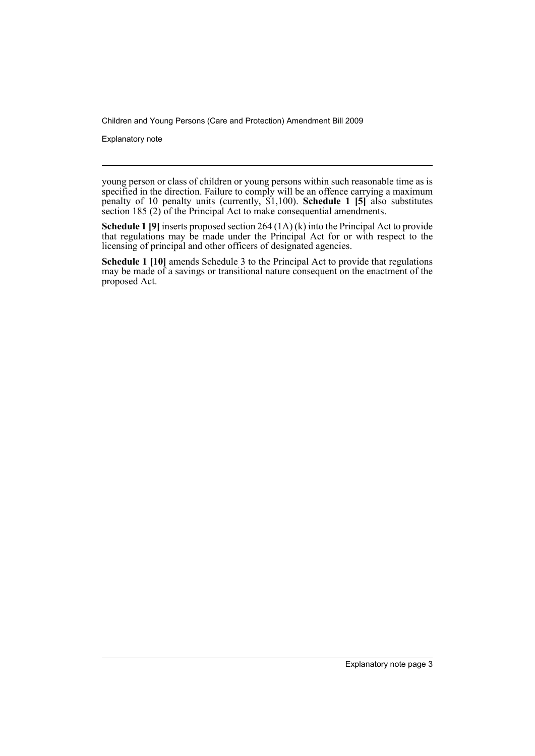young person or class of children or young persons within such reasonable time as is specified in the direction. Failure to comply will be an offence carrying a maximum penalty of 10 penalty units (currently, $1,100). **Schedule 1 [5]** also substitutes section 185 (2) of the Principal Act to make consequential amendments.

**Schedule 1 [9]** inserts proposed section 264 (1A) (k) into the Principal Act to provide that regulations may be made under the Principal Act for or with respect to the licensing of principal and other officers of designated agencies.

**Schedule 1 [10]** amends Schedule 3 to the Principal Act to provide that regulations may be made of a savings or transitional nature consequent on the enactment of the proposed Act.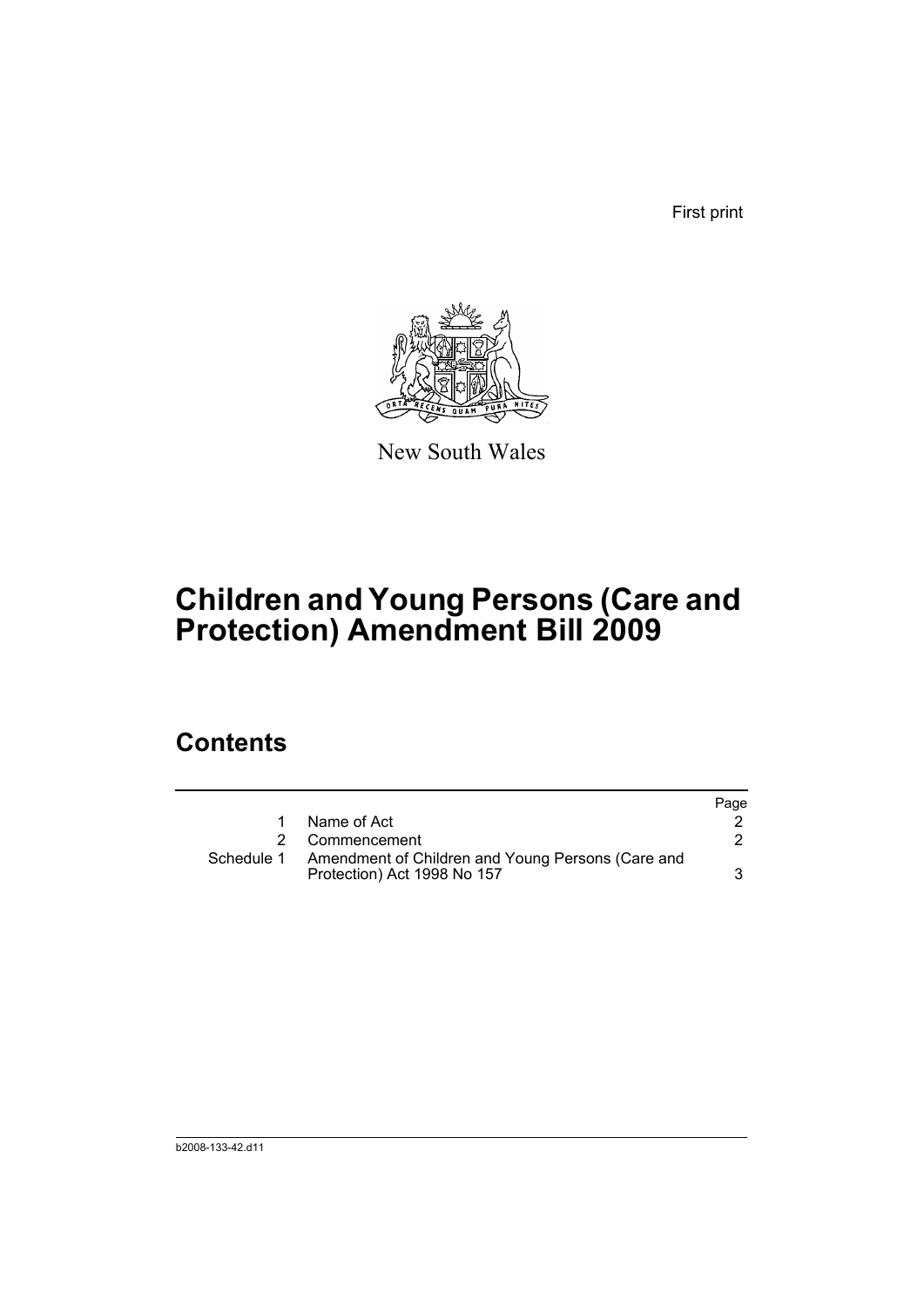First print

New South Wales

# Children and Young Persons (Care and Protection) Amendment Bill 2009

## Contents

| | | Page |
|---|---|---|
| 1 | Name of Act | 2 |
| 2 | Commencement | 2 |
| Schedule 1 | Amendment of Children and Young Persons (Care and Protection) Act 1998 No 157 | 3 |

b2008-133-42.d11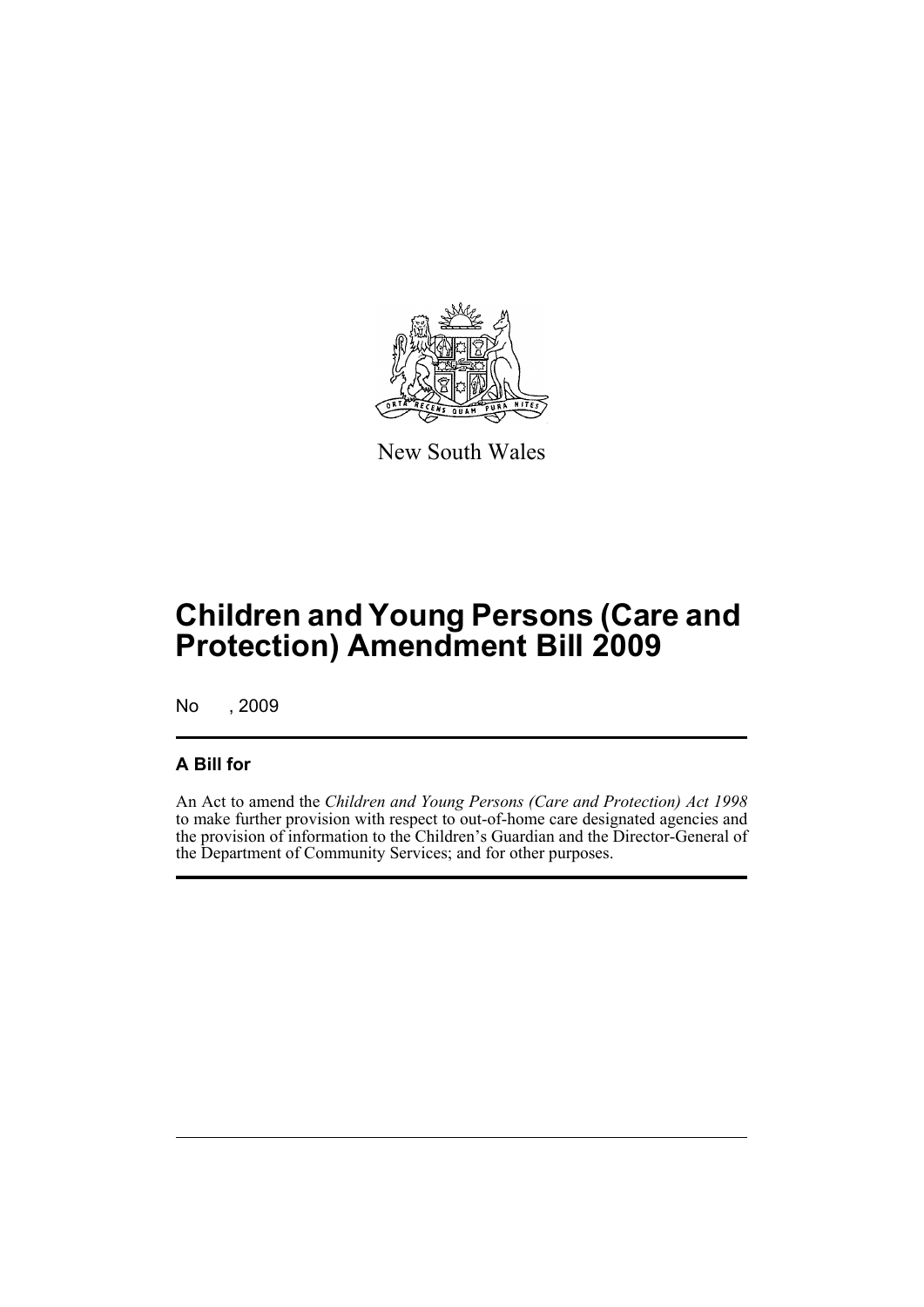New South Wales

# Children and Young Persons (Care and Protection) Amendment Bill 2009

No , 2009

## A Bill for

An Act to amend the *Children and Young Persons (Care and Protection) Act 1998* to make further provision with respect to out-of-home care designated agencies and the provision of information to the Children's Guardian and the Director-General of the Department of Community Services; and for other purposes.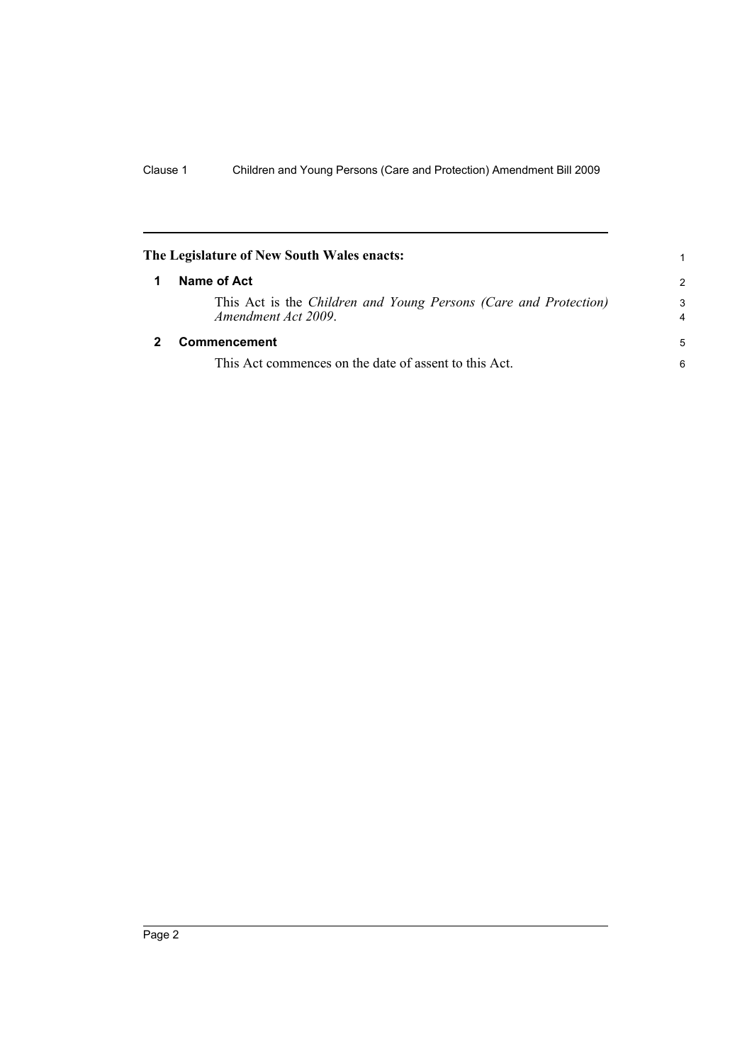**The Legislature of New South Wales enacts:**

## 1 Name of Act

This Act is the *Children and Young Persons (Care and Protection) Amendment Act 2009*.

## 2 Commencement

This Act commences on the date of assent to this Act.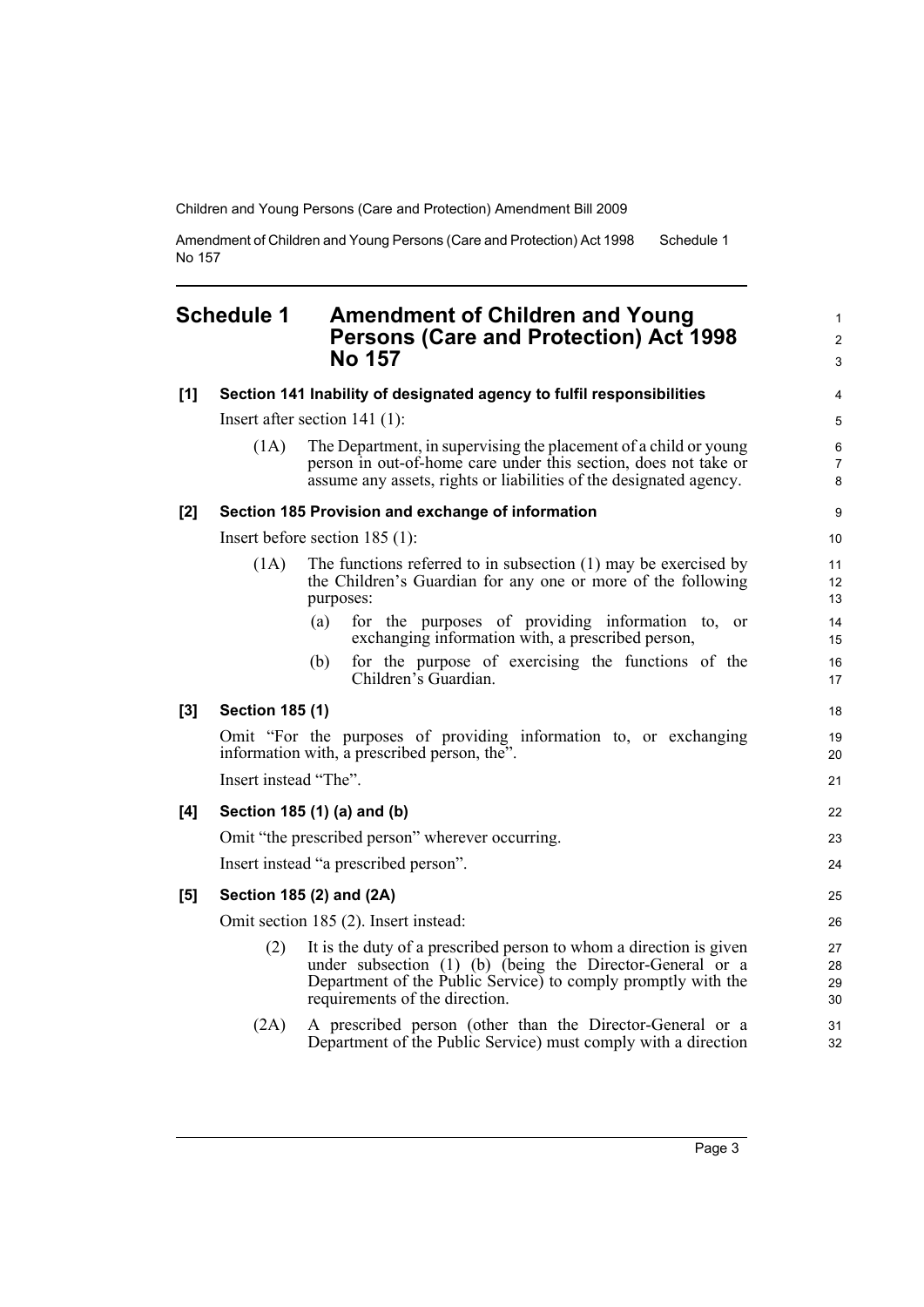# Schedule 1 Amendment of Children and Young Persons (Care and Protection) Act 1998 No 157

**[1] Section 141 Inability of designated agency to fulfil responsibilities**

Insert after section 141 (1):

(1A) The Department, in supervising the placement of a child or young person in out-of-home care under this section, does not take or assume any assets, rights or liabilities of the designated agency.

**[2] Section 185 Provision and exchange of information**

Insert before section 185 (1):

(1A) The functions referred to in subsection (1) may be exercised by the Children's Guardian for any one or more of the following purposes:

(a) for the purposes of providing information to, or exchanging information with, a prescribed person,

(b) for the purpose of exercising the functions of the Children's Guardian.

**[3] Section 185 (1)**

Omit "For the purposes of providing information to, or exchanging information with, a prescribed person, the".

Insert instead "The".

**[4] Section 185 (1) (a) and (b)**

Omit "the prescribed person" wherever occurring.

Insert instead "a prescribed person".

**[5] Section 185 (2) and (2A)**

Omit section 185 (2). Insert instead:

(2) It is the duty of a prescribed person to whom a direction is given under subsection (1) (b) (being the Director-General or a Department of the Public Service) to comply promptly with the requirements of the direction.

(2A) A prescribed person (other than the Director-General or a Department of the Public Service) must comply with a direction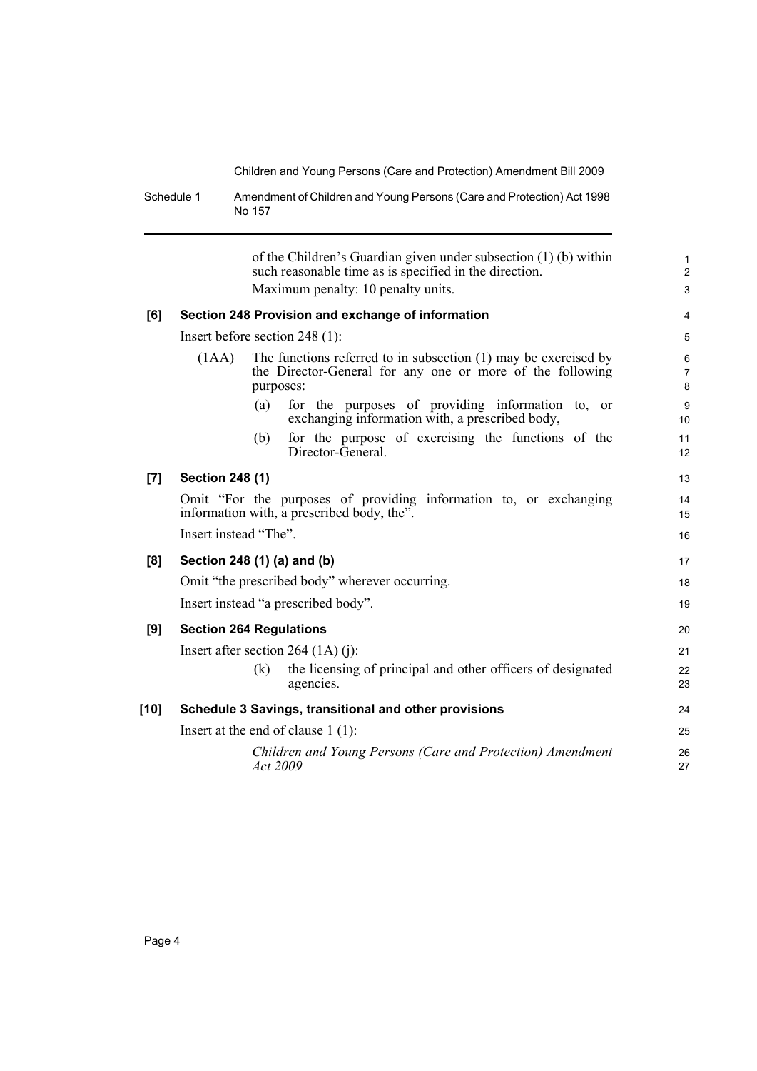of the Children's Guardian given under subsection (1) (b) within such reasonable time as is specified in the direction.

Maximum penalty: 10 penalty units.

**[6] Section 248 Provision and exchange of information**

Insert before section 248 (1):

(1AA) The functions referred to in subsection (1) may be exercised by the Director-General for any one or more of the following purposes:

(a) for the purposes of providing information to, or exchanging information with, a prescribed body,

(b) for the purpose of exercising the functions of the Director-General.

**[7] Section 248 (1)**

Omit "For the purposes of providing information to, or exchanging information with, a prescribed body, the".

Insert instead "The".

**[8] Section 248 (1) (a) and (b)**

Omit "the prescribed body" wherever occurring.

Insert instead "a prescribed body".

**[9] Section 264 Regulations**

Insert after section 264 (1A) (j):

(k) the licensing of principal and other officers of designated agencies.

**[10] Schedule 3 Savings, transitional and other provisions**

Insert at the end of clause 1 (1):

*Children and Young Persons (Care and Protection) Amendment Act 2009*